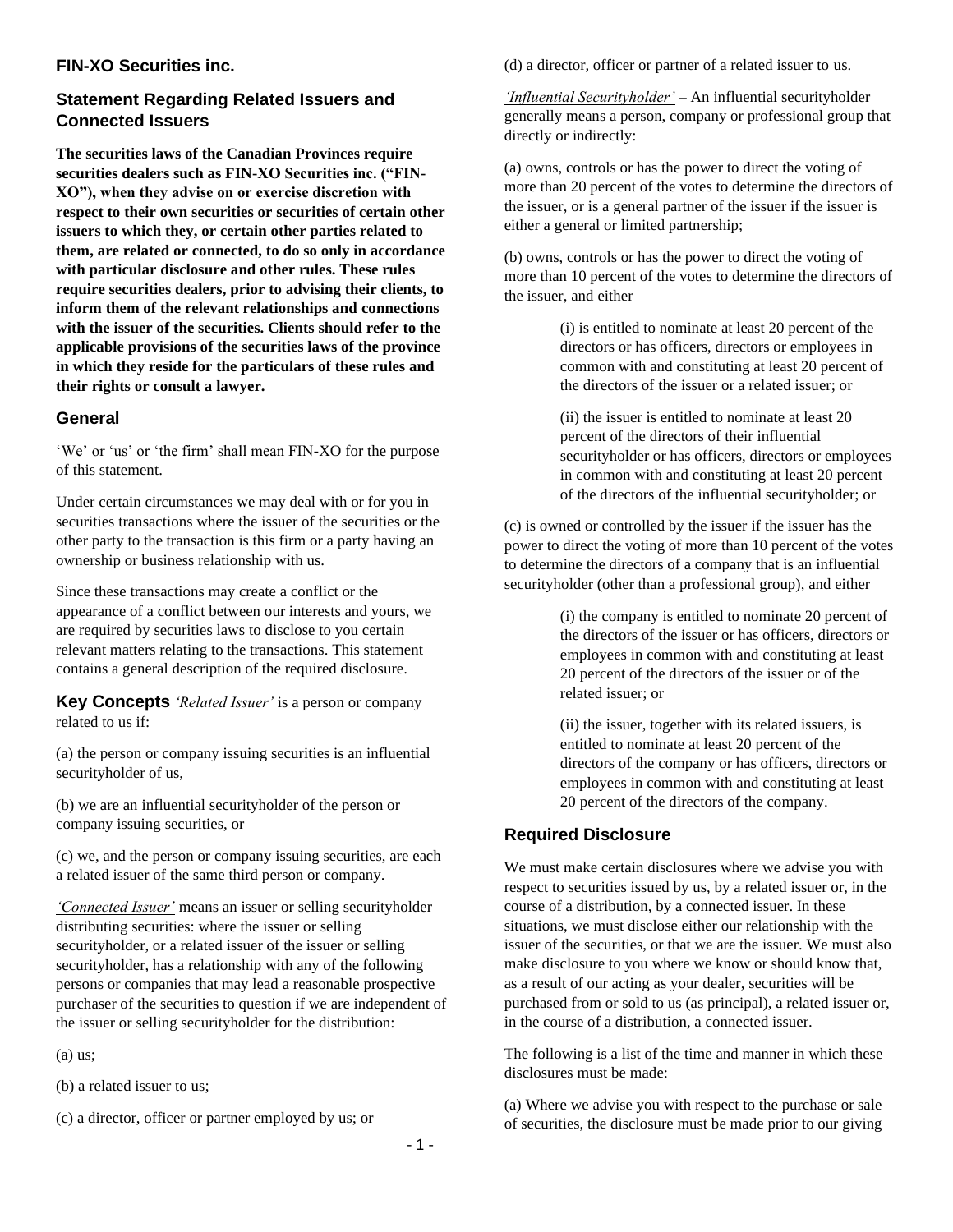## FIN-XO Securities inc.

## Statement Regarding Related Issuers and Connected Issuers

**The securities laws of the Canadian Provinces require securities dealers such as FIN-XO Securities inc. ("FIN-XO"), when they advise on or exercise discretion with respect to their own securities or securities of certain other issuers to which they, or certain other parties related to them, are related or connected, to do so only in accordance with particular disclosure and other rules. These rules require securities dealers, prior to advising their clients, to inform them of the relevant relationships and connections with the issuer of the securities. Clients should refer to the applicable provisions of the securities laws of the province in which they reside for the particulars of these rules and their rights or consult a lawyer.**

### General

'We' or 'us' or 'the firm' shall mean FIN-XO for the purpose of this statement.

Under certain circumstances we may deal with or for you in securities transactions where the issuer of the securities or the other party to the transaction is this firm or a party having an ownership or business relationship with us.

Since these transactions may create a conflict or the appearance of a conflict between our interests and yours, we are required by securities laws to disclose to you certain relevant matters relating to the transactions. This statement contains a general description of the required disclosure.

### Key Concepts

*'Related Issuer'* is a person or company related to us if:

(a) the person or company issuing securities is an influential securityholder of us,

(b) we are an influential securityholder of the person or company issuing securities, or

(c) we, and the person or company issuing securities, are each a related issuer of the same third person or company.

*'Connected Issuer'* means an issuer or selling securityholder distributing securities: where the issuer or selling securityholder, or a related issuer of the issuer or selling securityholder, has a relationship with any of the following persons or companies that may lead a reasonable prospective purchaser of the securities to question if we are independent of the issuer or selling securityholder for the distribution:

(a) us;

(b) a related issuer to us;

(c) a director, officer or partner employed by us; or

(d) a director, officer or partner of a related issuer to us.

*'Influential Securityholder'* – An influential securityholder generally means a person, company or professional group that directly or indirectly:

(a) owns, controls or has the power to direct the voting of more than 20 percent of the votes to determine the directors of the issuer, or is a general partner of the issuer if the issuer is either a general or limited partnership;

(b) owns, controls or has the power to direct the voting of more than 10 percent of the votes to determine the directors of the issuer, and either

> (i) is entitled to nominate at least 20 percent of the directors or has officers, directors or employees in common with and constituting at least 20 percent of the directors of the issuer or a related issuer; or
>
> (ii) the issuer is entitled to nominate at least 20 percent of the directors of their influential securityholder or has officers, directors or employees in common with and constituting at least 20 percent of the directors of the influential securityholder; or

(c) is owned or controlled by the issuer if the issuer has the power to direct the voting of more than 10 percent of the votes to determine the directors of a company that is an influential securityholder (other than a professional group), and either

> (i) the company is entitled to nominate 20 percent of the directors of the issuer or has officers, directors or employees in common with and constituting at least 20 percent of the directors of the issuer or of the related issuer; or
>
> (ii) the issuer, together with its related issuers, is entitled to nominate at least 20 percent of the directors of the company or has officers, directors or employees in common with and constituting at least 20 percent of the directors of the company.

### Required Disclosure

We must make certain disclosures where we advise you with respect to securities issued by us, by a related issuer or, in the course of a distribution, by a connected issuer. In these situations, we must disclose either our relationship with the issuer of the securities, or that we are the issuer. We must also make disclosure to you where we know or should know that, as a result of our acting as your dealer, securities will be purchased from or sold to us (as principal), a related issuer or, in the course of a distribution, a connected issuer.

The following is a list of the time and manner in which these disclosures must be made:

(a) Where we advise you with respect to the purchase or sale of securities, the disclosure must be made prior to our giving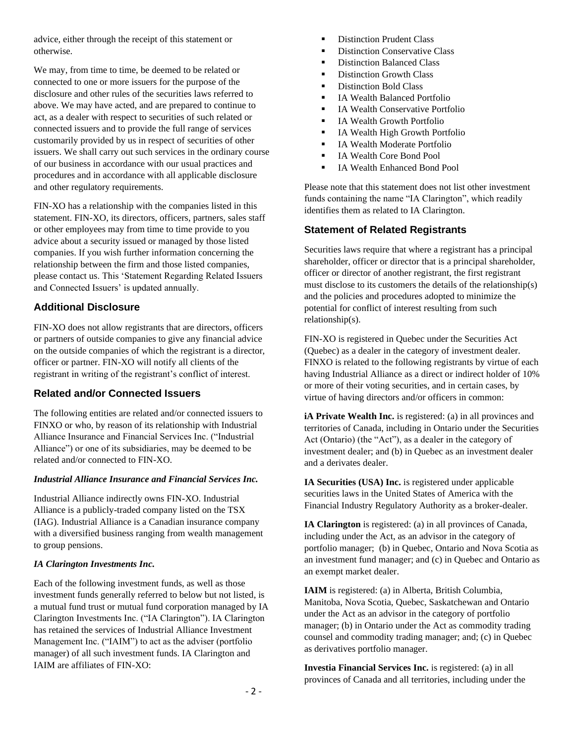advice, either through the receipt of this statement or otherwise.

We may, from time to time, be deemed to be related or connected to one or more issuers for the purpose of the disclosure and other rules of the securities laws referred to above. We may have acted, and are prepared to continue to act, as a dealer with respect to securities of such related or connected issuers and to provide the full range of services customarily provided by us in respect of securities of other issuers. We shall carry out such services in the ordinary course of our business in accordance with our usual practices and procedures and in accordance with all applicable disclosure and other regulatory requirements.

FIN-XO has a relationship with the companies listed in this statement. FIN-XO, its directors, officers, partners, sales staff or other employees may from time to time provide to you advice about a security issued or managed by those listed companies. If you wish further information concerning the relationship between the firm and those listed companies, please contact us. This 'Statement Regarding Related Issuers and Connected Issuers' is updated annually.

## Additional Disclosure

FIN-XO does not allow registrants that are directors, officers or partners of outside companies to give any financial advice on the outside companies of which the registrant is a director, officer or partner. FIN-XO will notify all clients of the registrant in writing of the registrant's conflict of interest.

## Related and/or Connected Issuers

The following entities are related and/or connected issuers to FINXO or who, by reason of its relationship with Industrial Alliance Insurance and Financial Services Inc. ("Industrial Alliance") or one of its subsidiaries, may be deemed to be related and/or connected to FIN-XO.

***Industrial Alliance Insurance and Financial Services Inc.***

Industrial Alliance indirectly owns FIN-XO. Industrial Alliance is a publicly-traded company listed on the TSX (IAG). Industrial Alliance is a Canadian insurance company with a diversified business ranging from wealth management to group pensions.

***IA Clarington Investments Inc.***

Each of the following investment funds, as well as those investment funds generally referred to below but not listed, is a mutual fund trust or mutual fund corporation managed by IA Clarington Investments Inc. ("IA Clarington"). IA Clarington has retained the services of Industrial Alliance Investment Management Inc. ("IAIM") to act as the adviser (portfolio manager) of all such investment funds. IA Clarington and IAIM are affiliates of FIN-XO:

- Distinction Prudent Class
- Distinction Conservative Class
- Distinction Balanced Class
- Distinction Growth Class
- Distinction Bold Class
- IA Wealth Balanced Portfolio
- IA Wealth Conservative Portfolio
- IA Wealth Growth Portfolio
- IA Wealth High Growth Portfolio
- IA Wealth Moderate Portfolio
- IA Wealth Core Bond Pool
- IA Wealth Enhanced Bond Pool

Please note that this statement does not list other investment funds containing the name "IA Clarington", which readily identifies them as related to IA Clarington.

## Statement of Related Registrants

Securities laws require that where a registrant has a principal shareholder, officer or director that is a principal shareholder, officer or director of another registrant, the first registrant must disclose to its customers the details of the relationship(s) and the policies and procedures adopted to minimize the potential for conflict of interest resulting from such relationship(s).

FIN-XO is registered in Quebec under the Securities Act (Quebec) as a dealer in the category of investment dealer. FINXO is related to the following registrants by virtue of each having Industrial Alliance as a direct or indirect holder of 10% or more of their voting securities, and in certain cases, by virtue of having directors and/or officers in common:

**iA Private Wealth Inc.** is registered: (a) in all provinces and territories of Canada, including in Ontario under the Securities Act (Ontario) (the "Act"), as a dealer in the category of investment dealer; and (b) in Quebec as an investment dealer and a derivates dealer.

**IA Securities (USA) Inc.** is registered under applicable securities laws in the United States of America with the Financial Industry Regulatory Authority as a broker-dealer.

**IA Clarington** is registered: (a) in all provinces of Canada, including under the Act, as an advisor in the category of portfolio manager; (b) in Quebec, Ontario and Nova Scotia as an investment fund manager; and (c) in Quebec and Ontario as an exempt market dealer.

**IAIM** is registered: (a) in Alberta, British Columbia, Manitoba, Nova Scotia, Quebec, Saskatchewan and Ontario under the Act as an advisor in the category of portfolio manager; (b) in Ontario under the Act as commodity trading counsel and commodity trading manager; and; (c) in Quebec as derivatives portfolio manager.

**Investia Financial Services Inc.** is registered: (a) in all provinces of Canada and all territories, including under the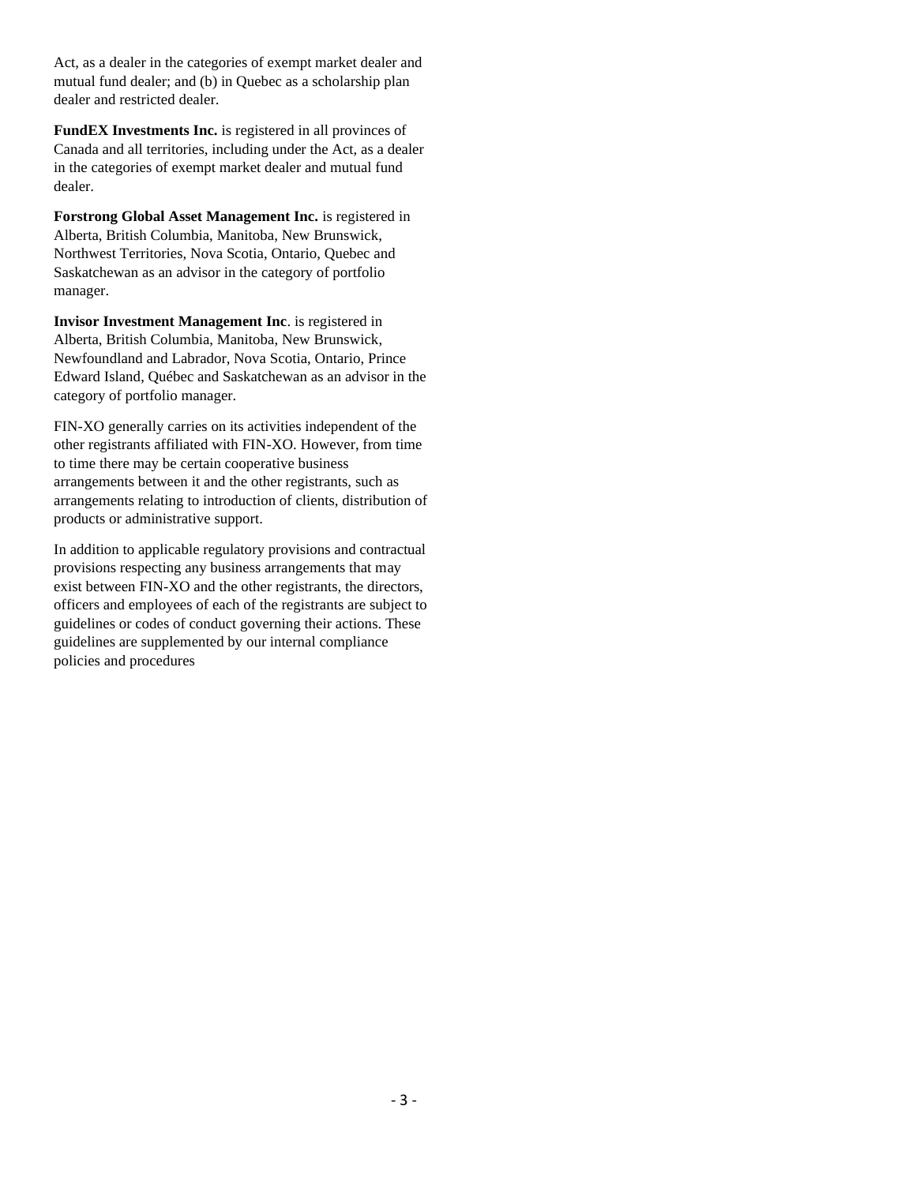Act, as a dealer in the categories of exempt market dealer and mutual fund dealer; and (b) in Quebec as a scholarship plan dealer and restricted dealer.

**FundEX Investments Inc.** is registered in all provinces of Canada and all territories, including under the Act, as a dealer in the categories of exempt market dealer and mutual fund dealer.

**Forstrong Global Asset Management Inc.** is registered in Alberta, British Columbia, Manitoba, New Brunswick, Northwest Territories, Nova Scotia, Ontario, Quebec and Saskatchewan as an advisor in the category of portfolio manager.

**Invisor Investment Management Inc**. is registered in Alberta, British Columbia, Manitoba, New Brunswick, Newfoundland and Labrador, Nova Scotia, Ontario, Prince Edward Island, Québec and Saskatchewan as an advisor in the category of portfolio manager.

FIN-XO generally carries on its activities independent of the other registrants affiliated with FIN-XO. However, from time to time there may be certain cooperative business arrangements between it and the other registrants, such as arrangements relating to introduction of clients, distribution of products or administrative support.

In addition to applicable regulatory provisions and contractual provisions respecting any business arrangements that may exist between FIN-XO and the other registrants, the directors, officers and employees of each of the registrants are subject to guidelines or codes of conduct governing their actions. These guidelines are supplemented by our internal compliance policies and procedures